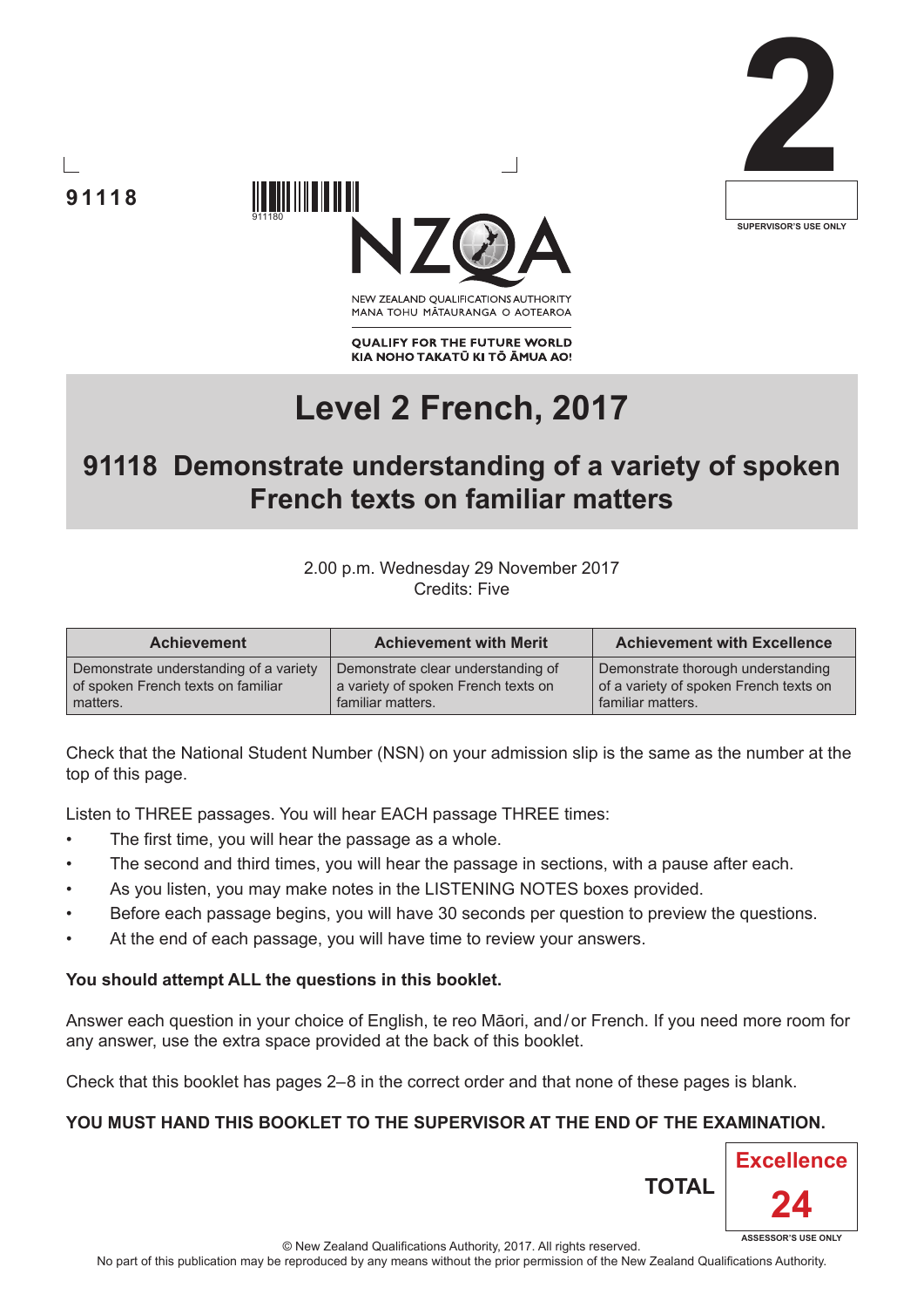91118

# Level 2 French, 2017

## 91118 Demonstrate understanding of a variety of spoken French texts on familiar matters

2.00 p.m. Wednesday 29 November 2017
Credits: Five

| Achievement | Achievement with Merit | Achievement with Excellence |
|---|---|---|
| Demonstrate understanding of a variety of spoken French texts on familiar matters. | Demonstrate clear understanding of a variety of spoken French texts on familiar matters. | Demonstrate thorough understanding of a variety of spoken French texts on familiar matters. |

Check that the National Student Number (NSN) on your admission slip is the same as the number at the top of this page.

Listen to THREE passages. You will hear EACH passage THREE times:

- The first time, you will hear the passage as a whole.
- The second and third times, you will hear the passage in sections, with a pause after each.
- As you listen, you may make notes in the LISTENING NOTES boxes provided.
- Before each passage begins, you will have 30 seconds per question to preview the questions.
- At the end of each passage, you will have time to review your answers.

**You should attempt ALL the questions in this booklet.**

Answer each question in your choice of English, te reo Māori, and/or French. If you need more room for any answer, use the extra space provided at the back of this booklet.

Check that this booklet has pages 2–8 in the correct order and that none of these pages is blank.

**YOU MUST HAND THIS BOOKLET TO THE SUPERVISOR AT THE END OF THE EXAMINATION.**

TOTAL: Excellence 24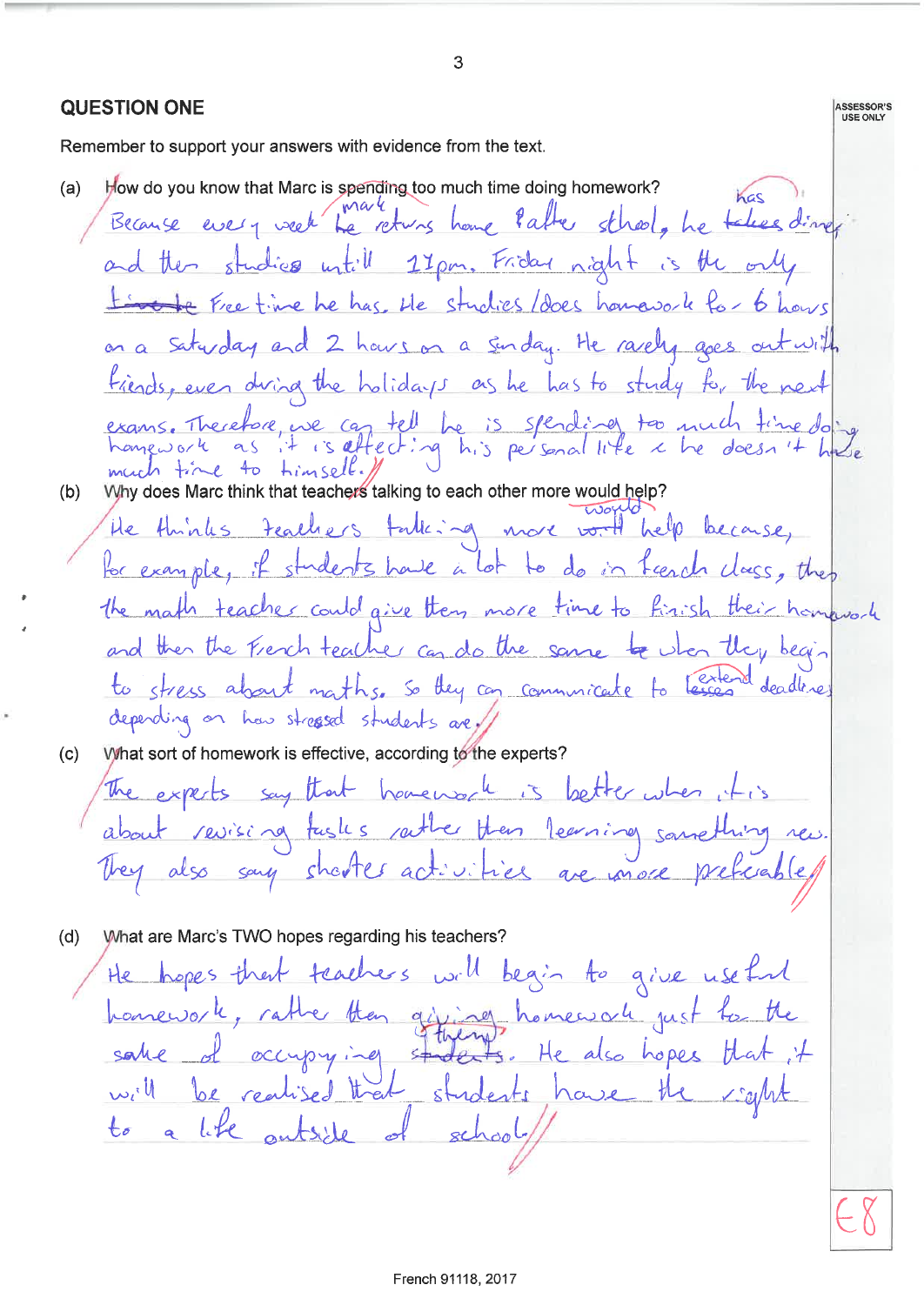## QUESTION ONE

Remember to support your answers with evidence from the text.

(a) How do you know that Marc is spending too much time doing homework?

Because every week Marc returns home after school, he has dinner and then studies until 11pm. Friday night is the only free time he has. He studies/does homework for 6 hours on a Saturday and 2 hours on a Sunday. He rarely goes out with friends, even during the holidays as he has to study for the next exams. Therefore, we can tell he is spending too much time doing homework as it is affecting his personal life & he doesn't have much time to himself.

(b) Why does Marc think that teachers talking to each other more would help?

He thinks teachers talking more would help because, for example, if students have a lot to do in French class, then the math teacher could give them more time to finish their homework and then the French teacher can do the same when they begin to stress about maths. So they can communicate to extend deadlines depending on how stressed students are.

(c) What sort of homework is effective, according to the experts?

The experts say that homework is better when it is about revising tasks rather than learning something new. They also say shorter activities are more preferable.

(d) What are Marc's TWO hopes regarding his teachers?

He hopes that teachers will begin to give useful homework, rather than giving homework just for the sake of occupying them. He also hopes that it will be realised that students have the right to a life outside of school.

E8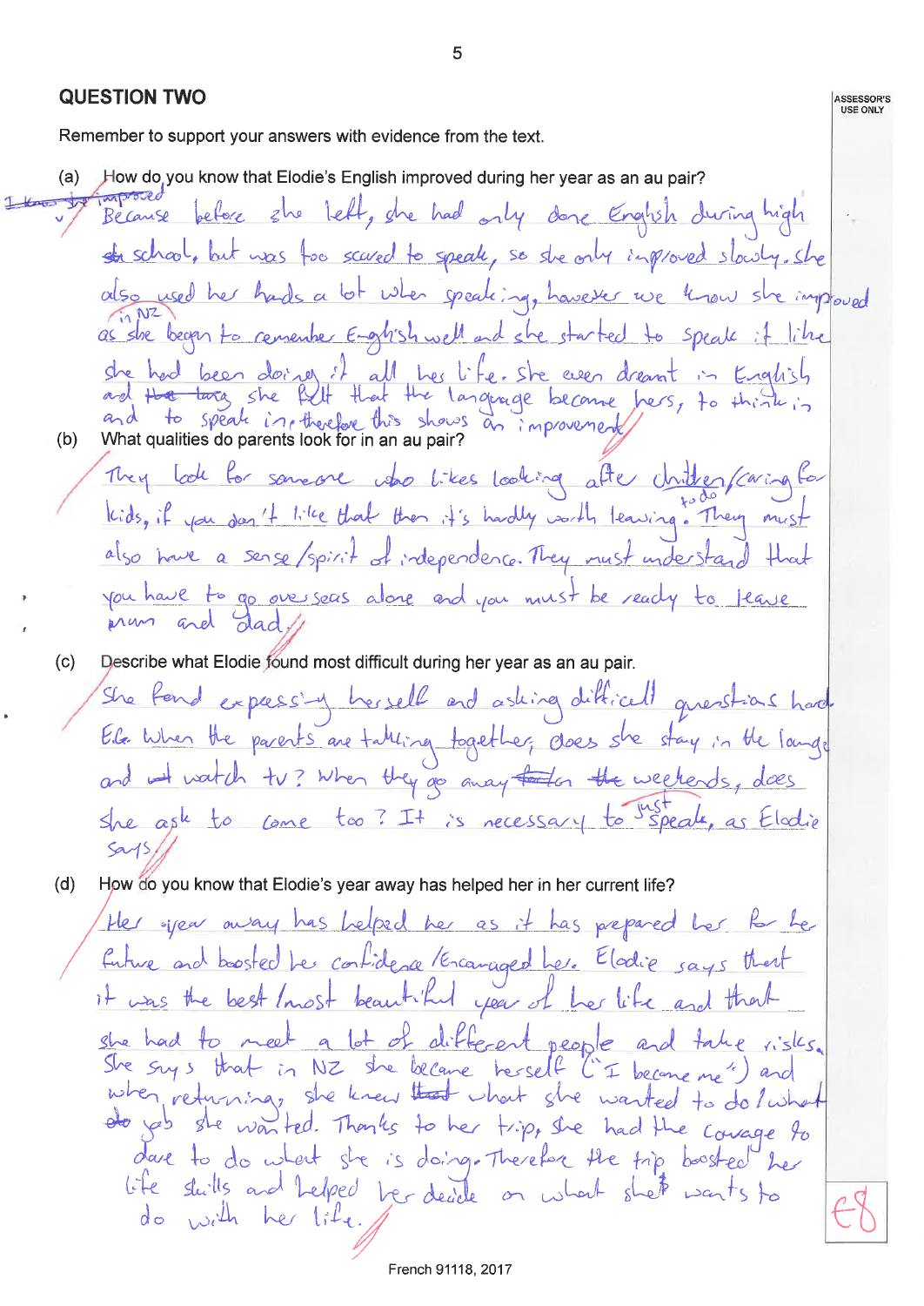## QUESTION TWO

Remember to support your answers with evidence from the text.

(a) How do you know that Elodie's English improved during her year as an au pair?

Because before she left, she had only done English during high school, but was too scared to speak, so she only improved slowly. She also used her hands a lot when speaking, however we know she improved in NZ as she began to remember English well and she started to speak it like she had been doing it all her life. She even dreamt in English and she felt that the language became hers, to think in and to speak in, therefore this shows an improvement.

(b) What qualities do parents look for in an au pair?

They look for someone who likes looking after children/caring for kids, if you don't like that then it's hardly worth leaving. They must also have a sense/spirit of independence. They must understand that you have to go overseas alone and you must be ready to leave mum and dad.

(c) Describe what Elodie found most difficult during her year as an au pair.

She found expressing herself and asking difficult questions hard. E.g. When the parents are talking together, does she stay in the lounge and watch tv? When they go away on weekends, does she ask to come too? It is necessary to just speak, as Elodie says.

(d) How do you know that Elodie's year away has helped her in her current life?

Her year away has helped her as it has prepared her for her future and boosted her confidence/encouraged her. Elodie says that it was the best/most beautiful year of her life and that she had to meet a lot of different people and take risks. She says that in NZ she became herself ("I became me") and when returning, she knew what she wanted to do/what job she wanted. Thanks to her trip, she had the courage to dare to do what she is doing. Therefore the trip boosted her life skills and helped her decide on what she wants to do with her life.

E8

French 91118, 2017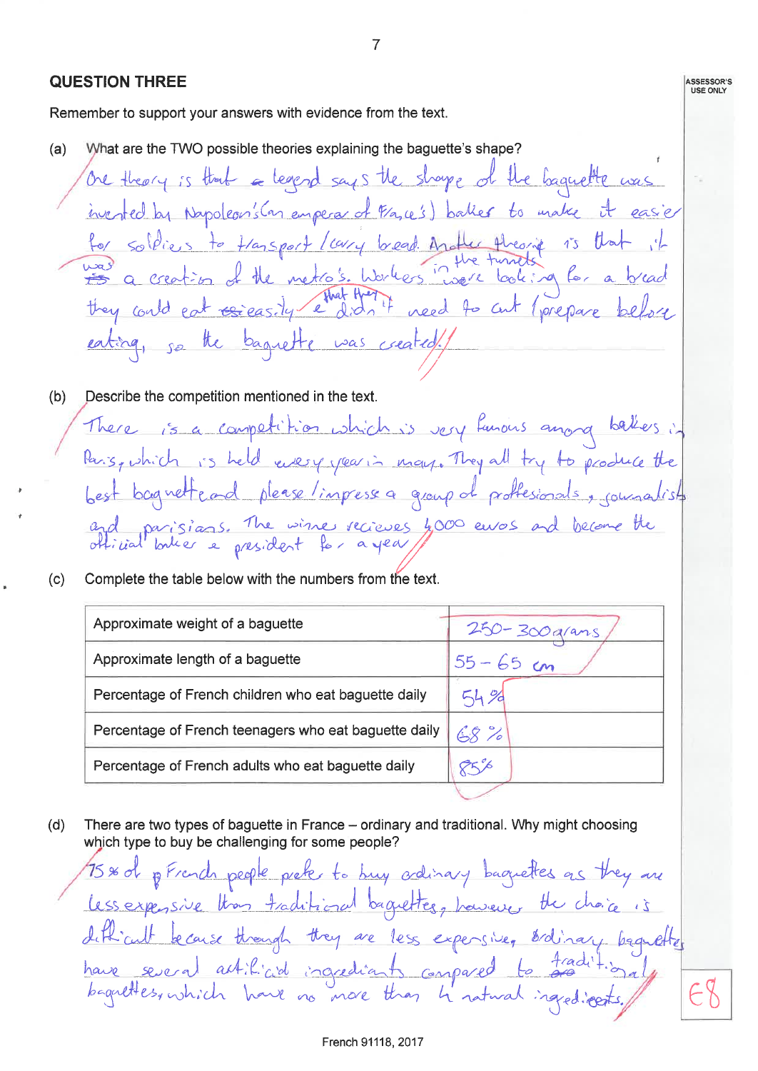## QUESTION THREE

Remember to support your answers with evidence from the text.

(a) What are the TWO possible theories explaining the baguette's shape?

One theory is that a legend says the shape of the baguette was invented by Napoleon's (an emperor of France's) baker to make it easier for soldiers to transport/carry bread. Another theory is that it was a creation of the metro's. Workers in the tunnels were looking for a bread they could eat easily & that they didn't need to cut/prepare before eating, so the baguette was created.

(b) Describe the competition mentioned in the text.

There is a competition which is very famous among bakers in Paris, which is held every year in may. They all try to produce the best baguette and please/impress a group of proffesionals, journalists and parisians. The winner recieves 4000 euros and become the official baker of president for a year.

(c) Complete the table below with the numbers from the text.

| | |
|---|---|
| Approximate weight of a baguette | 250-300 grams |
| Approximate length of a baguette | 55 – 65 cm |
| Percentage of French children who eat baguette daily | 54 % |
| Percentage of French teenagers who eat baguette daily | 68 % |
| Percentage of French adults who eat baguette daily | 85% |

(d) There are two types of baguette in France – ordinary and traditional. Why might choosing which type to buy be challenging for some people?

75% of French people prefer to buy ordinary baguettes as they are less expensive than traditional baguettes, however the choice is difficult because though they are less expensive, ordinary baguettes have several artificial ingrediants compared to traditional baguettes, which have no more than 4 natural ingredients.

E8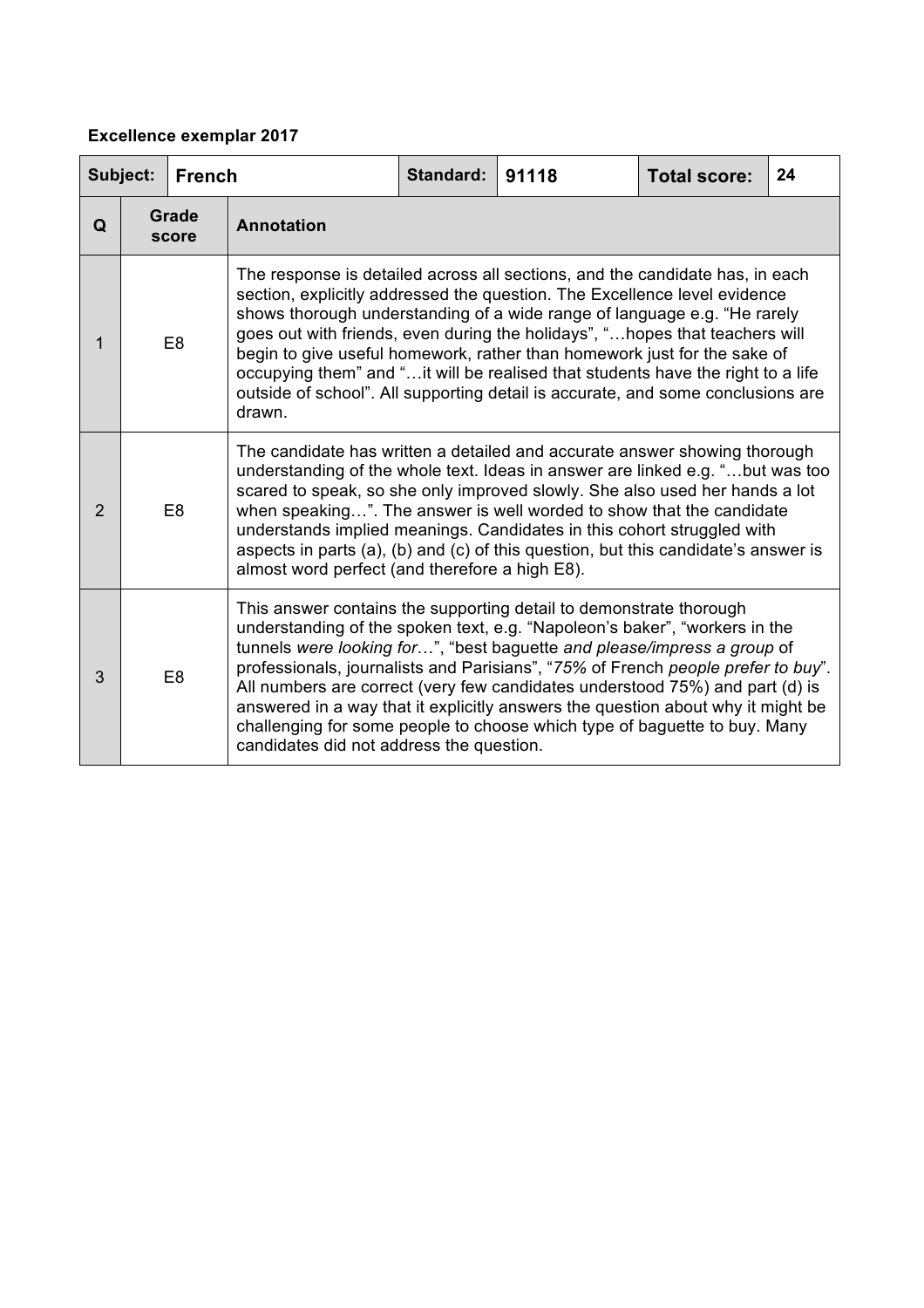**Excellence exemplar 2017**

| Subject: | French | Standard: | 91118 | Total score: | 24 |
|---|---|---|---|---|---|

| Q | Grade score | Annotation |
|---|---|---|
| 1 | E8 | The response is detailed across all sections, and the candidate has, in each section, explicitly addressed the question. The Excellence level evidence shows thorough understanding of a wide range of language e.g. "He rarely goes out with friends, even during the holidays", "…hopes that teachers will begin to give useful homework, rather than homework just for the sake of occupying them" and "…it will be realised that students have the right to a life outside of school". All supporting detail is accurate, and some conclusions are drawn. |
| 2 | E8 | The candidate has written a detailed and accurate answer showing thorough understanding of the whole text. Ideas in answer are linked e.g. "…but was too scared to speak, so she only improved slowly. She also used her hands a lot when speaking…". The answer is well worded to show that the candidate understands implied meanings. Candidates in this cohort struggled with aspects in parts (a), (b) and (c) of this question, but this candidate's answer is almost word perfect (and therefore a high E8). |
| 3 | E8 | This answer contains the supporting detail to demonstrate thorough understanding of the spoken text, e.g. "Napoleon's baker", "workers in the tunnels *were looking for*…", "best baguette *and please/impress a group* of professionals, journalists and Parisians", "*75%* of French *people prefer to buy*". All numbers are correct (very few candidates understood 75%) and part (d) is answered in a way that it explicitly answers the question about why it might be challenging for some people to choose which type of baguette to buy. Many candidates did not address the question. |